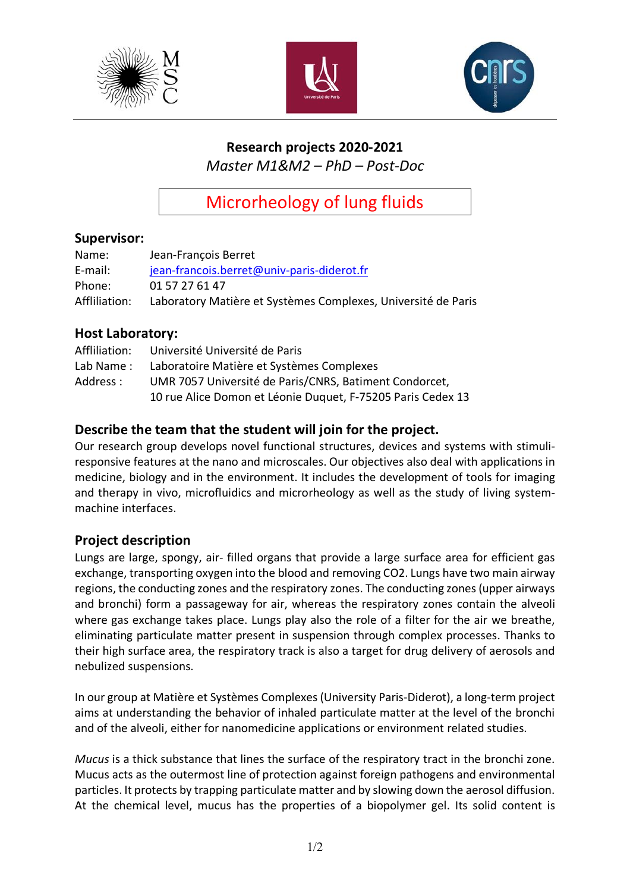**Research projects 2020-2021**

*Master M1&M2 – PhD – Post-Doc*

# Microrheology of lung fluids

## Supervisor:

Name: Jean-François Berret
E-mail: jean-francois.berret@univ-paris-diderot.fr
Phone: 01 57 27 61 47
Affiliation: Laboratory Matière et Systèmes Complexes, Université de Paris

## Host Laboratory:

Affiliation: Université Université de Paris
Lab Name : Laboratoire Matière et Systèmes Complexes
Address : UMR 7057 Université de Paris/CNRS, Batiment Condorcet,
10 rue Alice Domon et Léonie Duquet, F-75205 Paris Cedex 13

## Describe the team that the student will join for the project.

Our research group develops novel functional structures, devices and systems with stimuli-responsive features at the nano and microscales. Our objectives also deal with applications in medicine, biology and in the environment. It includes the development of tools for imaging and therapy in vivo, microfluidics and microrheology as well as the study of living system-machine interfaces.

## Project description

Lungs are large, spongy, air- filled organs that provide a large surface area for efficient gas exchange, transporting oxygen into the blood and removing CO2. Lungs have two main airway regions, the conducting zones and the respiratory zones. The conducting zones (upper airways and bronchi) form a passageway for air, whereas the respiratory zones contain the alveoli where gas exchange takes place. Lungs play also the role of a filter for the air we breathe, eliminating particulate matter present in suspension through complex processes. Thanks to their high surface area, the respiratory track is also a target for drug delivery of aerosols and nebulized suspensions.

In our group at Matière et Systèmes Complexes (University Paris-Diderot), a long-term project aims at understanding the behavior of inhaled particulate matter at the level of the bronchi and of the alveoli, either for nanomedicine applications or environment related studies.

*Mucus* is a thick substance that lines the surface of the respiratory tract in the bronchi zone. Mucus acts as the outermost line of protection against foreign pathogens and environmental particles. It protects by trapping particulate matter and by slowing down the aerosol diffusion. At the chemical level, mucus has the properties of a biopolymer gel. Its solid content is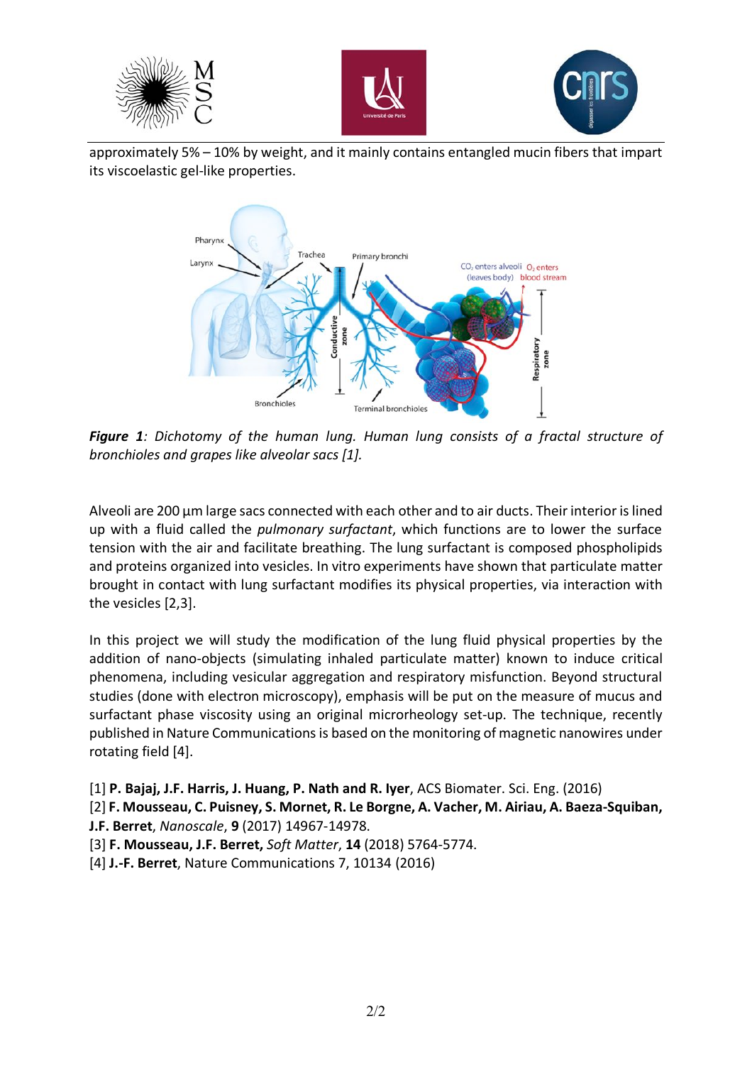approximately 5% – 10% by weight, and it mainly contains entangled mucin fibers that impart its viscoelastic gel-like properties.

Pharynx
Larynx
Trachea
Primary bronchi
$CO_2$ enters alveoli (leaves body)
$O_2$ enters blood stream
Conductive zone
Respiratory zone
Bronchioles
Terminal bronchioles

***Figure 1**: Dichotomy of the human lung. Human lung consists of a fractal structure of bronchioles and grapes like alveolar sacs [1].*

Alveoli are 200 µm large sacs connected with each other and to air ducts. Their interior is lined up with a fluid called the *pulmonary surfactant*, which functions are to lower the surface tension with the air and facilitate breathing. The lung surfactant is composed phospholipids and proteins organized into vesicles. In vitro experiments have shown that particulate matter brought in contact with lung surfactant modifies its physical properties, via interaction with the vesicles [2,3].

In this project we will study the modification of the lung fluid physical properties by the addition of nano-objects (simulating inhaled particulate matter) known to induce critical phenomena, including vesicular aggregation and respiratory misfunction. Beyond structural studies (done with electron microscopy), emphasis will be put on the measure of mucus and surfactant phase viscosity using an original microrheology set-up. The technique, recently published in Nature Communications is based on the monitoring of magnetic nanowires under rotating field [4].

[1] **P. Bajaj, J.F. Harris, J. Huang, P. Nath and R. Iyer**, ACS Biomater. Sci. Eng. (2016)
[2] **F. Mousseau, C. Puisney, S. Mornet, R. Le Borgne, A. Vacher, M. Airiau, A. Baeza-Squiban, J.F. Berret**, *Nanoscale*, **9** (2017) 14967-14978.
[3] **F. Mousseau, J.F. Berret,** *Soft Matter*, **14** (2018) 5764-5774.
[4] **J.-F. Berret**, Nature Communications 7, 10134 (2016)